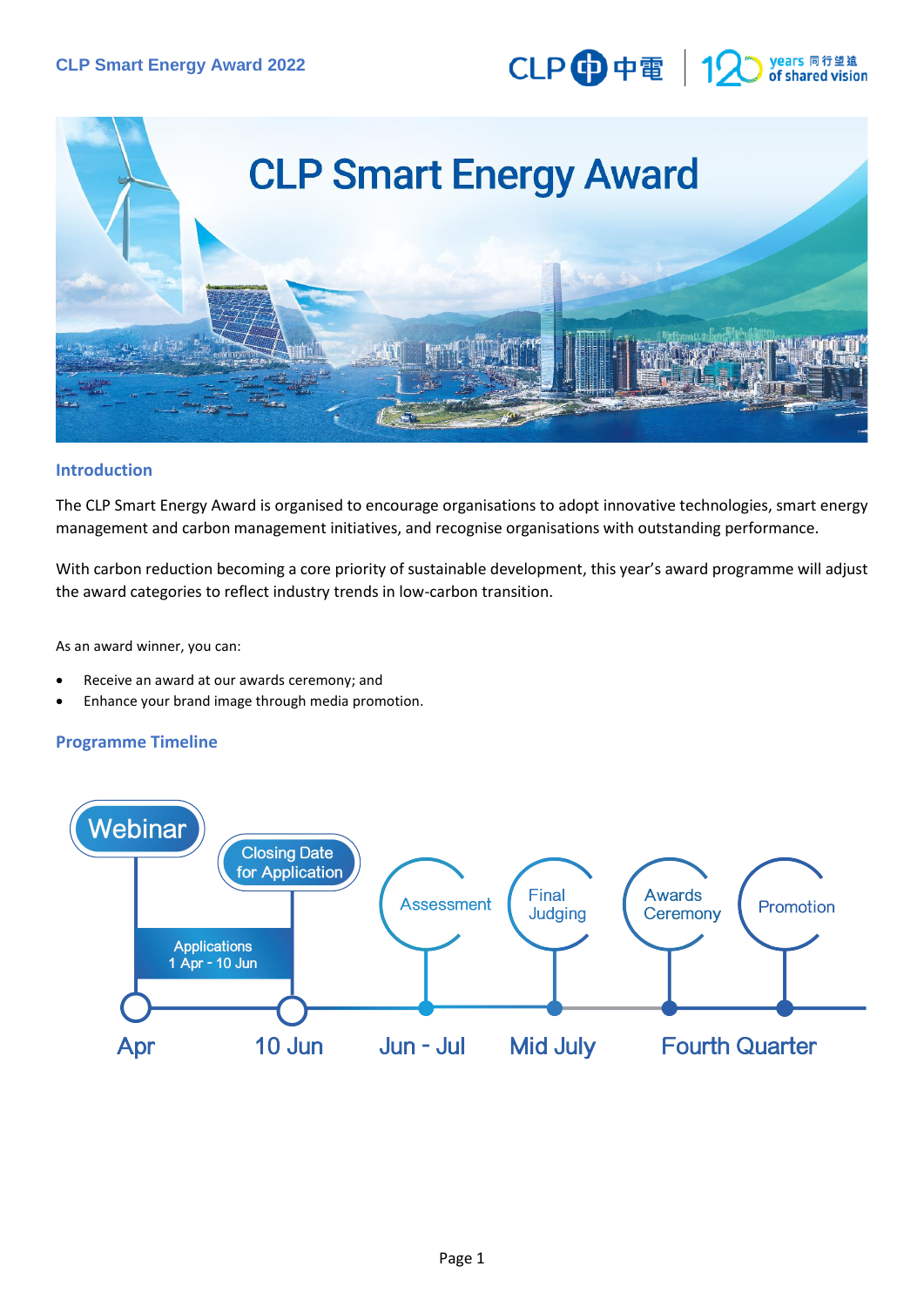# CLP Smart Energy Award

## Introduction

The CLP Smart Energy Award is organised to encourage organisations to adopt innovative technologies, smart energy management and carbon management initiatives, and recognise organisations with outstanding performance.

With carbon reduction becoming a core priority of sustainable development, this year's award programme will adjust the award categories to reflect industry trends in low-carbon transition.

As an award winner, you can:

- Receive an award at our awards ceremony; and
- Enhance your brand image through media promotion.

## Programme Timeline

- **Apr** – Webinar
- **1 Apr - 10 Jun** – Applications
- **10 Jun** – Closing Date for Application
- **Jun - Jul** – Assessment
- **Mid July** – Final Judging
- **Fourth Quarter** – Awards Ceremony; Promotion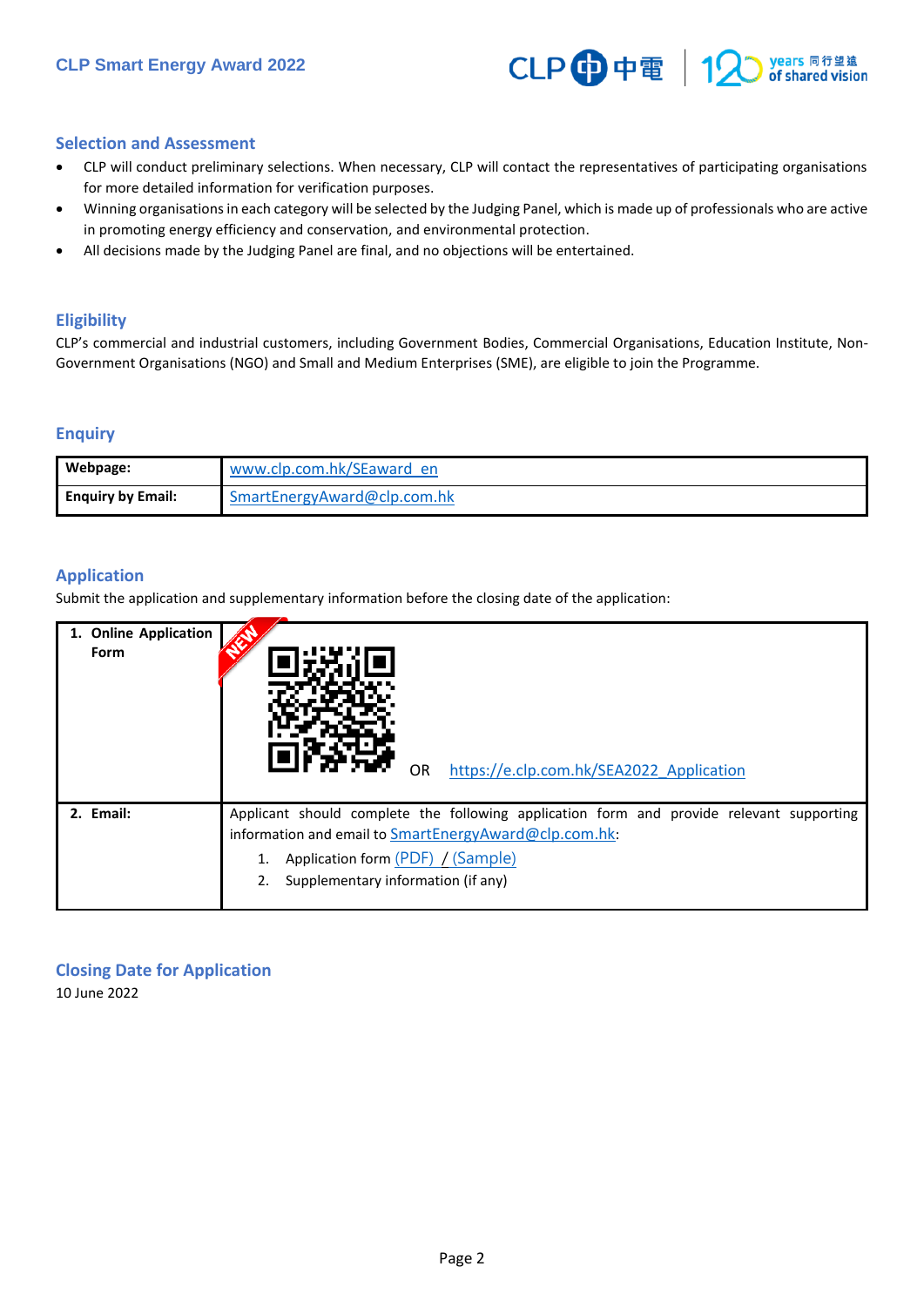## Selection and Assessment

- CLP will conduct preliminary selections. When necessary, CLP will contact the representatives of participating organisations for more detailed information for verification purposes.
- Winning organisations in each category will be selected by the Judging Panel, which is made up of professionals who are active in promoting energy efficiency and conservation, and environmental protection.
- All decisions made by the Judging Panel are final, and no objections will be entertained.

## Eligibility

CLP's commercial and industrial customers, including Government Bodies, Commercial Organisations, Education Institute, Non-Government Organisations (NGO) and Small and Medium Enterprises (SME), are eligible to join the Programme.

## Enquiry

| **Webpage:** | www.clp.com.hk/SEaward_en |
|---|---|
| **Enquiry by Email:** | SmartEnergyAward@clp.com.hk |

## Application

Submit the application and supplementary information before the closing date of the application:

| **1. Online Application Form** | NEW OR https://e.clp.com.hk/SEA2022_Application |
|---|---|
| **2. Email:** | Applicant should complete the following application form and provide relevant supporting information and email to SmartEnergyAward@clp.com.hk: 1. Application form (PDF) / (Sample) 2. Supplementary information (if any) |

## Closing Date for Application

10 June 2022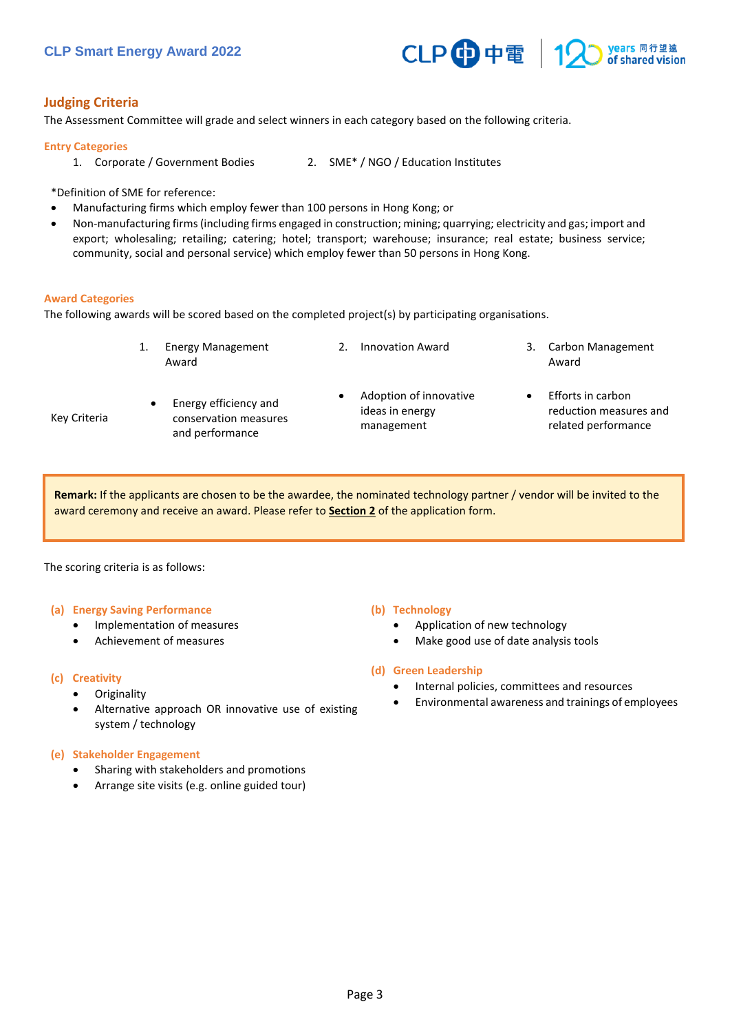## Judging Criteria

The Assessment Committee will grade and select winners in each category based on the following criteria.

### Entry Categories

1. Corporate / Government Bodies
2. SME* / NGO / Education Institutes

*Definition of SME for reference:

- Manufacturing firms which employ fewer than 100 persons in Hong Kong; or
- Non-manufacturing firms (including firms engaged in construction; mining; quarrying; electricity and gas; import and export; wholesaling; retailing; catering; hotel; transport; warehouse; insurance; real estate; business service; community, social and personal service) which employ fewer than 50 persons in Hong Kong.

### Award Categories

The following awards will be scored based on the completed project(s) by participating organisations.

| | 1. Energy Management Award | 2. Innovation Award | 3. Carbon Management Award |
|---|---|---|---|
| Key Criteria | • Energy efficiency and conservation measures and performance | • Adoption of innovative ideas in energy management | • Efforts in carbon reduction measures and related performance |

> **Remark:** If the applicants are chosen to be the awardee, the nominated technology partner / vendor will be invited to the award ceremony and receive an award. Please refer to **Section 2** of the application form.

The scoring criteria is as follows:

**(a) Energy Saving Performance**

- Implementation of measures
- Achievement of measures

**(b) Technology**

- Application of new technology
- Make good use of date analysis tools

**(c) Creativity**

- Originality
- Alternative approach OR innovative use of existing system / technology

**(d) Green Leadership**

- Internal policies, committees and resources
- Environmental awareness and trainings of employees

**(e) Stakeholder Engagement**

- Sharing with stakeholders and promotions
- Arrange site visits (e.g. online guided tour)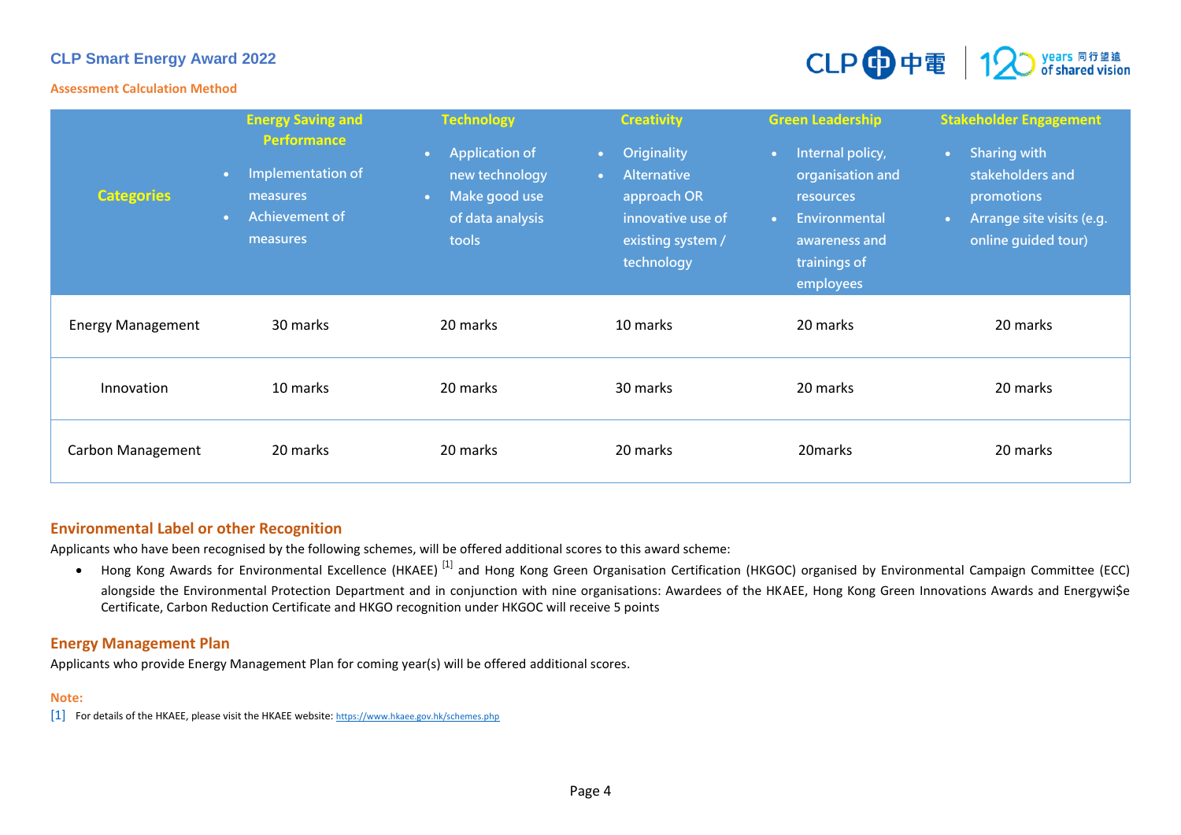# CLP Smart Energy Award 2022

## Assessment Calculation Method

| Categories | Energy Saving and Performance<br>• Implementation of measures<br>• Achievement of measures | Technology<br>• Application of new technology<br>• Make good use of data analysis tools | Creativity<br>• Originality<br>• Alternative approach OR innovative use of existing system / technology | Green Leadership<br>• Internal policy, organisation and resources<br>• Environmental awareness and trainings of employees | Stakeholder Engagement<br>• Sharing with stakeholders and promotions<br>• Arrange site visits (e.g. online guided tour) |
|---|---|---|---|---|---|
| Energy Management | 30 marks | 20 marks | 10 marks | 20 marks | 20 marks |
| Innovation | 10 marks | 20 marks | 30 marks | 20 marks | 20 marks |
| Carbon Management | 20 marks | 20 marks | 20 marks | 20marks | 20 marks |

### Environmental Label or other Recognition

Applicants who have been recognised by the following schemes, will be offered additional scores to this award scheme:

- Hong Kong Awards for Environmental Excellence (HKAEE) [1] and Hong Kong Green Organisation Certification (HKGOC) organised by Environmental Campaign Committee (ECC) alongside the Environmental Protection Department and in conjunction with nine organisations: Awardees of the HKAEE, Hong Kong Green Innovations Awards and Energywi$e Certificate, Carbon Reduction Certificate and HKGO recognition under HKGOC will receive 5 points

### Energy Management Plan

Applicants who provide Energy Management Plan for coming year(s) will be offered additional scores.

**Note:**

[1] For details of the HKAEE, please visit the HKAEE website: https://www.hkaee.gov.hk/schemes.php